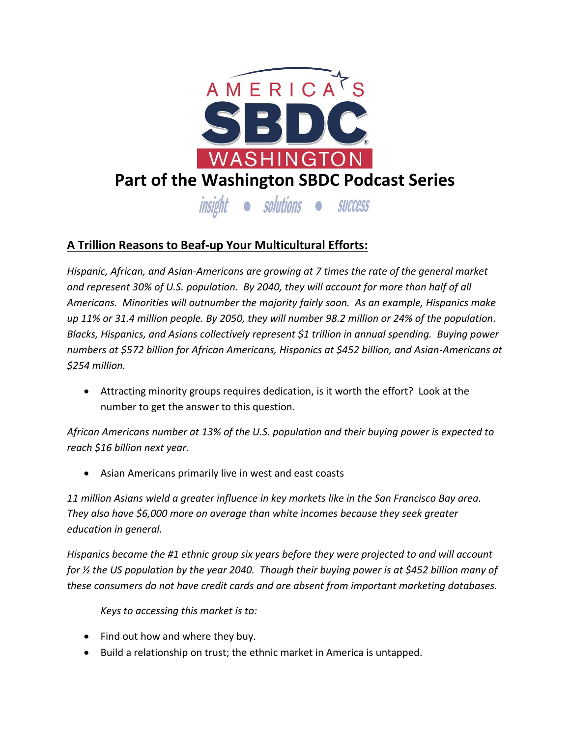# Part of the Washington SBDC Podcast Series

insight • solutions • success

## A Trillion Reasons to Beaf-up Your Multicultural Efforts:

*Hispanic, African, and Asian-Americans are growing at 7 times the rate of the general market and represent 30% of U.S. population. By 2040, they will account for more than half of all Americans. Minorities will outnumber the majority fairly soon. As an example, Hispanics make up 11% or 31.4 million people. By 2050, they will number 98.2 million or 24% of the population. Blacks, Hispanics, and Asians collectively represent $1 trillion in annual spending. Buying power numbers at $572 billion for African Americans, Hispanics at $452 billion, and Asian-Americans at $254 million.*

- Attracting minority groups requires dedication, is it worth the effort? Look at the number to get the answer to this question.

*African Americans number at 13% of the U.S. population and their buying power is expected to reach $16 billion next year.*

- Asian Americans primarily live in west and east coasts

*11 million Asians wield a greater influence in key markets like in the San Francisco Bay area. They also have $6,000 more on average than white incomes because they seek greater education in general.*

*Hispanics became the #1 ethnic group six years before they were projected to and will account for ½ the US population by the year 2040. Though their buying power is at $452 billion many of these consumers do not have credit cards and are absent from important marketing databases.*

*Keys to accessing this market is to:*

- Find out how and where they buy.
- Build a relationship on trust; the ethnic market in America is untapped.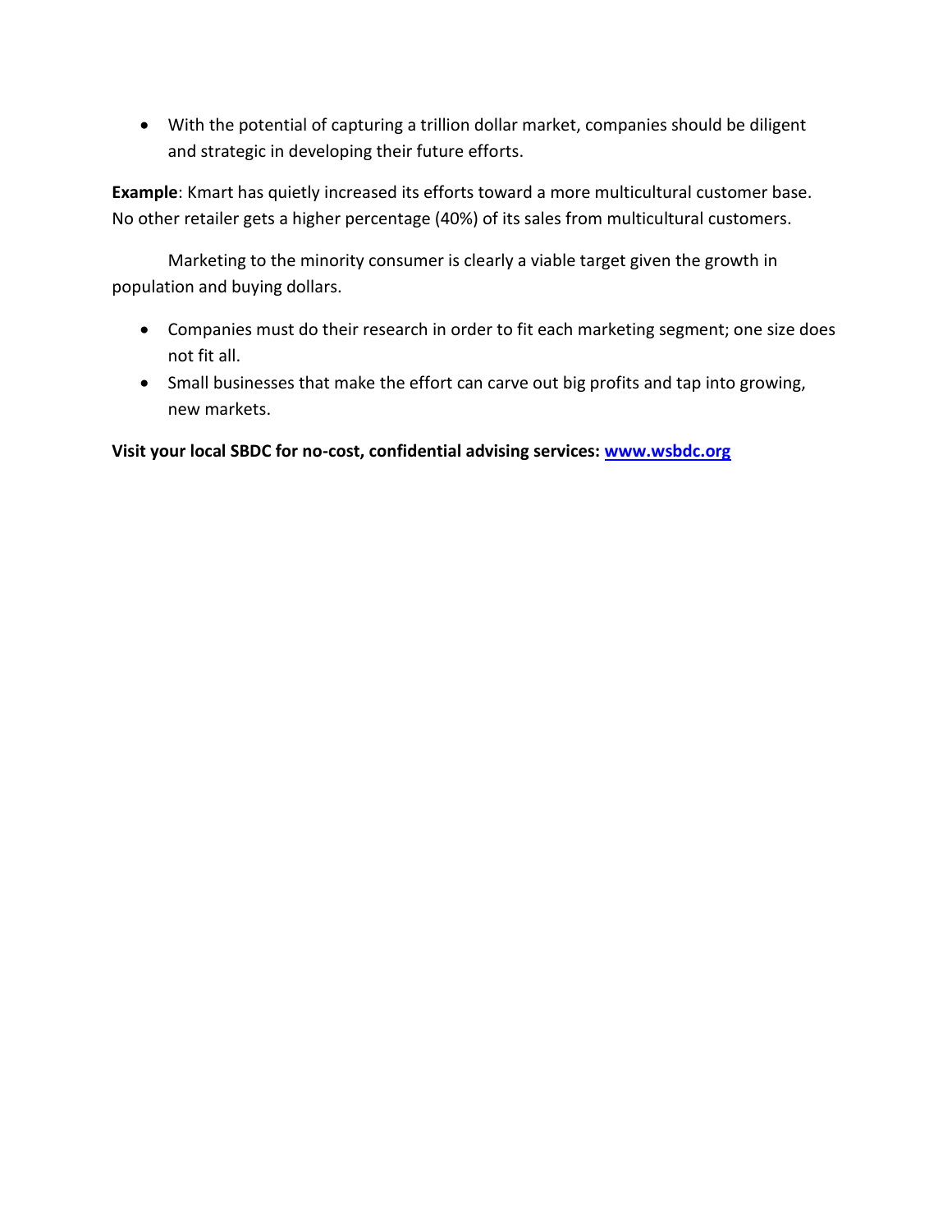- With the potential of capturing a trillion dollar market, companies should be diligent and strategic in developing their future efforts.

**Example**: Kmart has quietly increased its efforts toward a more multicultural customer base. No other retailer gets a higher percentage (40%) of its sales from multicultural customers.

Marketing to the minority consumer is clearly a viable target given the growth in population and buying dollars.

- Companies must do their research in order to fit each marketing segment; one size does not fit all.
- Small businesses that make the effort can carve out big profits and tap into growing, new markets.

**Visit your local SBDC for no-cost, confidential advising services: [www.wsbdc.org](http://www.wsbdc.org)**